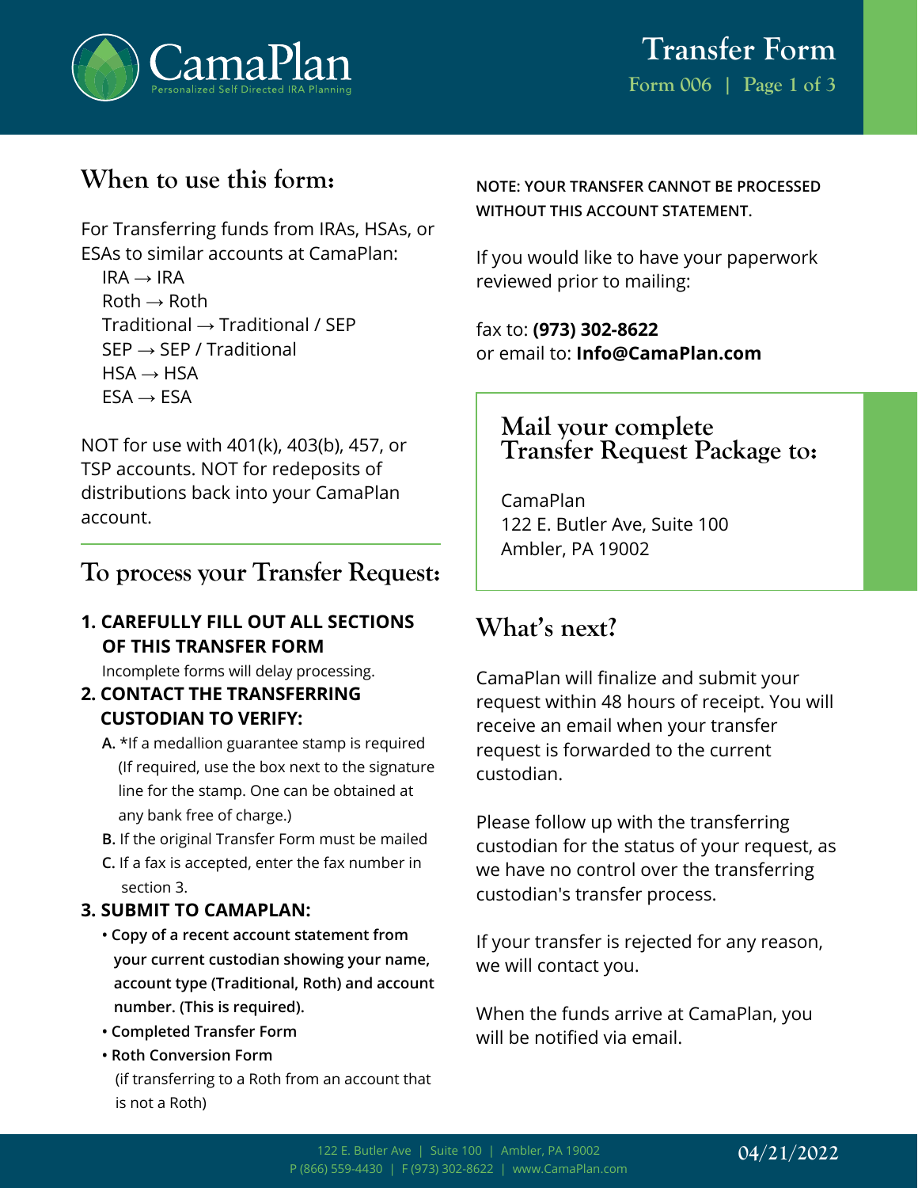# Transfer Form

Form 006

## When to use this form:

For Transferring funds from IRAs, HSAs, or ESAs to similar accounts at CamaPlan:

- IRA → IRA
- Roth → Roth
- Traditional → Traditional / SEP
- SEP → SEP / Traditional
- HSA → HSA
- ESA → ESA

NOT for use with 401(k), 403(b), 457, or TSP accounts. NOT for redeposits of distributions back into your CamaPlan account.

## To process your Transfer Request:

**1. CAREFULLY FILL OUT ALL SECTIONS OF THIS TRANSFER FORM**

Incomplete forms will delay processing.

**2. CONTACT THE TRANSFERRING CUSTODIAN TO VERIFY:**

- **A.** *If a medallion guarantee stamp is required (If required, use the box next to the signature line for the stamp. One can be obtained at any bank free of charge.)
- **B.** If the original Transfer Form must be mailed
- **C.** If a fax is accepted, enter the fax number in section 3.

**3. SUBMIT TO CAMAPLAN:**

- **Copy of a recent account statement from your current custodian showing your name, account type (Traditional, Roth) and account number. (This is required).**
- **Completed Transfer Form**
- **Roth Conversion Form** (if transferring to a Roth from an account that is not a Roth)

**NOTE: YOUR TRANSFER CANNOT BE PROCESSED WITHOUT THIS ACCOUNT STATEMENT.**

If you would like to have your paperwork reviewed prior to mailing:

fax to: **(973) 302-8622**
or email to: **Info@CamaPlan.com**

## Mail your complete Transfer Request Package to:

CamaPlan
122 E. Butler Ave, Suite 100
Ambler, PA 19002

## What's next?

CamaPlan will finalize and submit your request within 48 hours of receipt. You will receive an email when your transfer request is forwarded to the current custodian.

Please follow up with the transferring custodian for the status of your request, as we have no control over the transferring custodian's transfer process.

If your transfer is rejected for any reason, we will contact you.

When the funds arrive at CamaPlan, you will be notified via email.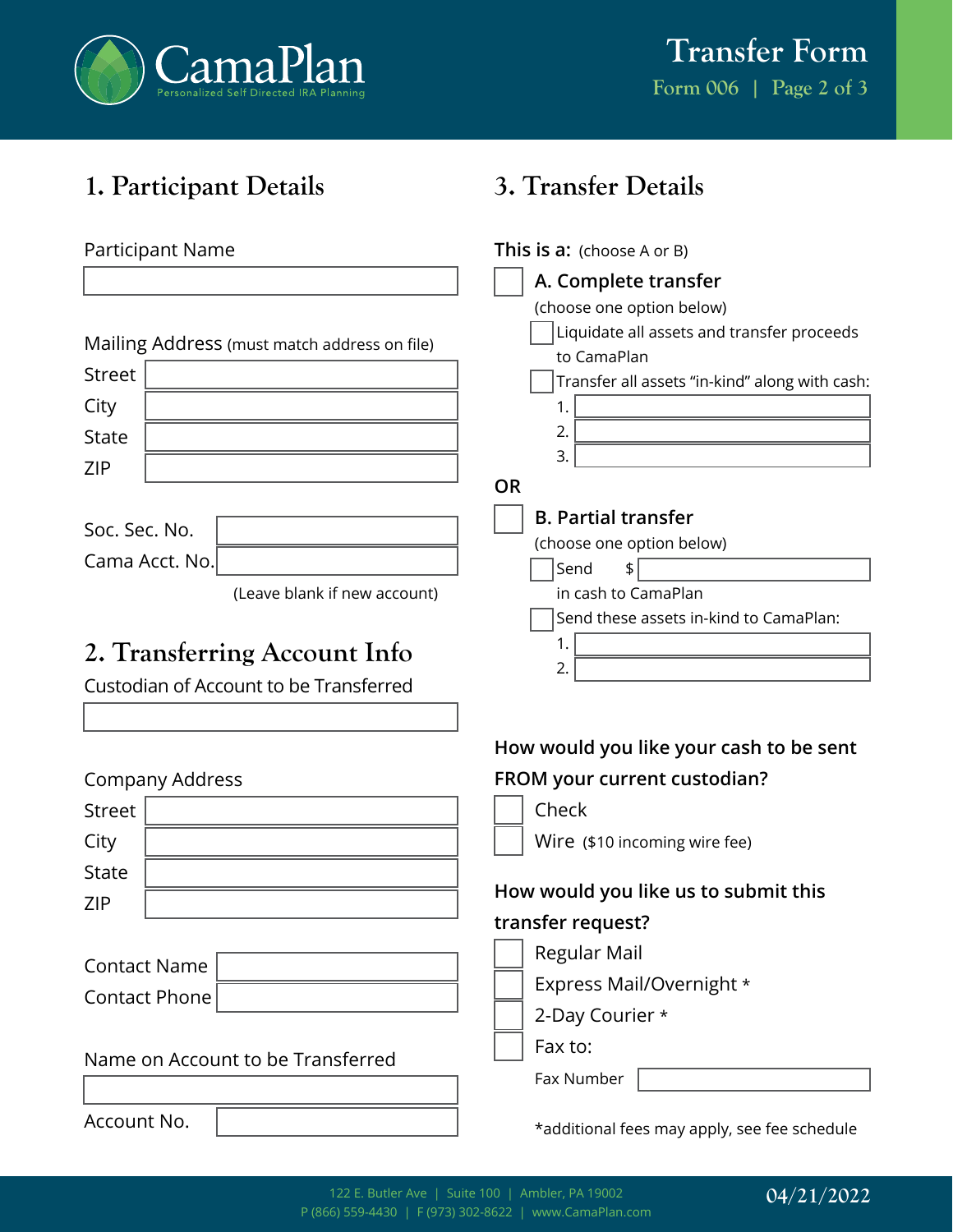# CamaPlan

Personalized Self Directed IRA Planning

# Transfer Form

Form 006 | Page 2 of 3

## 1. Participant Details

Participant Name

Mailing Address (must match address on file)

Street

City

State

ZIP

Soc. Sec. No.

Cama Acct. No.

(Leave blank if new account)

## 2. Transferring Account Info

Custodian of Account to be Transferred

Company Address

Street

City

State

ZIP

Contact Name

Contact Phone

Name on Account to be Transferred

Account No.

## 3. Transfer Details

**This is a:** (choose A or B)

- ☐ **A. Complete transfer**
  (choose one option below)
  - ☐ Liquidate all assets and transfer proceeds to CamaPlan
  - ☐ Transfer all assets "in-kind" along with cash:
    1.
    2.
    3.

**OR**

- ☐ **B. Partial transfer**
  (choose one option below)
  - ☐ Send $ ______ in cash to CamaPlan
  - ☐ Send these assets in-kind to CamaPlan:
    1.
    2.

**How would you like your cash to be sent FROM your current custodian?**

- ☐ Check
- ☐ Wire ($10 incoming wire fee)

**How would you like us to submit this transfer request?**

- ☐ Regular Mail
- ☐ Express Mail/Overnight *
- ☐ 2-Day Courier *
- ☐ Fax to:
  Fax Number

*additional fees may apply, see fee schedule

122 E. Butler Ave | Suite 100 | Ambler, PA 19002
P (866) 559-4430 | F (973) 302-8622 | www.CamaPlan.com

04/21/2022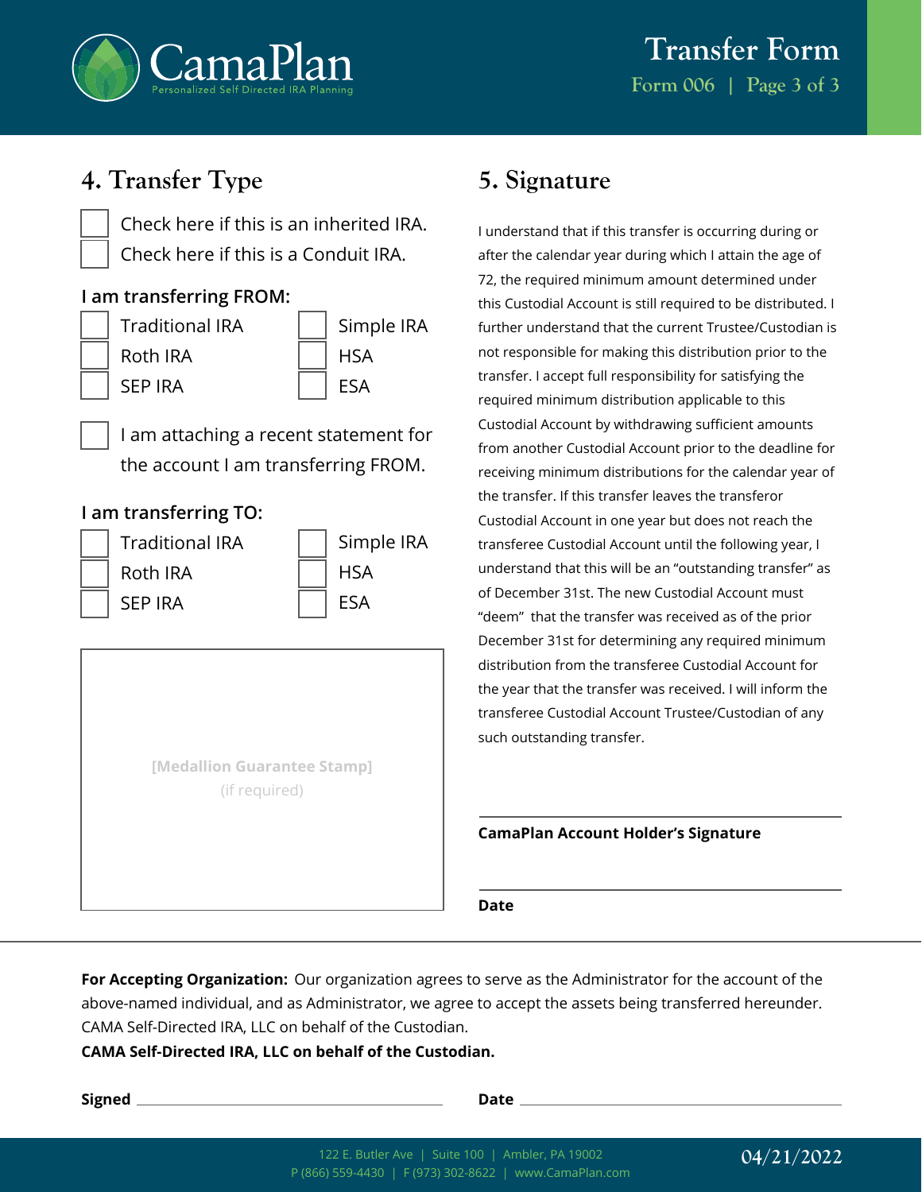# 4. Transfer Type

- [ ] Check here if this is an inherited IRA.
- [ ] Check here if this is a Conduit IRA.

**I am transferring FROM:**

- [ ] Traditional IRA
- [ ] Roth IRA
- [ ] SEP IRA
- [ ] Simple IRA
- [ ] HSA
- [ ] ESA

- [ ] I am attaching a recent statement for the account I am transferring FROM.

**I am transferring TO:**

- [ ] Traditional IRA
- [ ] Roth IRA
- [ ] SEP IRA
- [ ] Simple IRA
- [ ] HSA
- [ ] ESA

**[Medallion Guarantee Stamp]**
(if required)

# 5. Signature

I understand that if this transfer is occurring during or after the calendar year during which I attain the age of 72, the required minimum amount determined under this Custodial Account is still required to be distributed. I further understand that the current Trustee/Custodian is not responsible for making this distribution prior to the transfer. I accept full responsibility for satisfying the required minimum distribution applicable to this Custodial Account by withdrawing sufficient amounts from another Custodial Account prior to the deadline for receiving minimum distributions for the calendar year of the transfer. If this transfer leaves the transferor Custodial Account in one year but does not reach the transferee Custodial Account until the following year, I understand that this will be an "outstanding transfer" as of December 31st. The new Custodial Account must "deem" that the transfer was received as of the prior December 31st for determining any required minimum distribution from the transferee Custodial Account for the year that the transfer was received. I will inform the transferee Custodial Account Trustee/Custodian of any such outstanding transfer.

___________________________________

**CamaPlan Account Holder's Signature**

___________________________________

**Date**

---

**For Accepting Organization:** Our organization agrees to serve as the Administrator for the account of the above-named individual, and as Administrator, we agree to accept the assets being transferred hereunder. CAMA Self-Directed IRA, LLC on behalf of the Custodian.

**CAMA Self-Directed IRA, LLC on behalf of the Custodian.**

**Signed** ___________________________________ **Date** ___________________________________